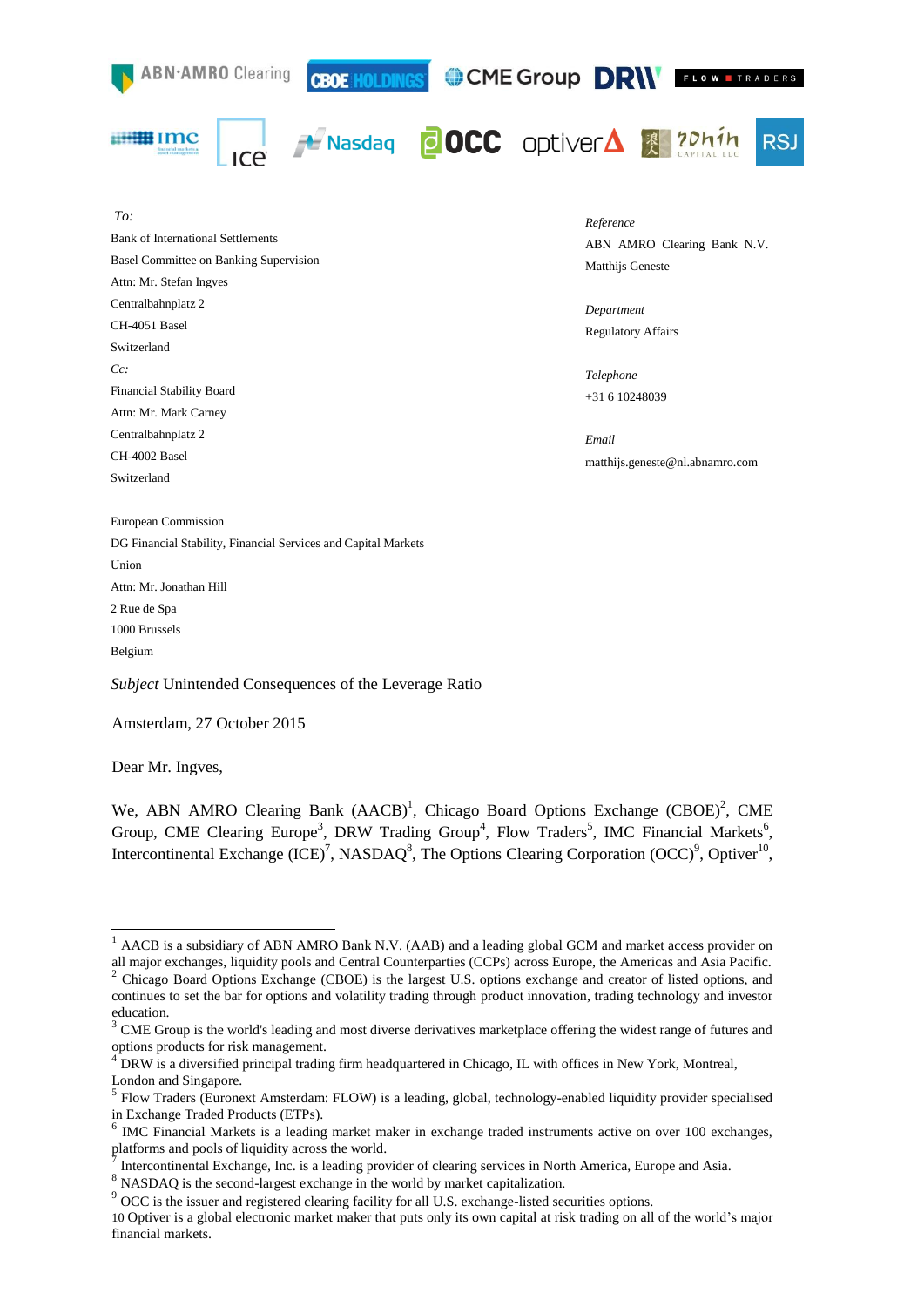*To:*

Bank of International Settlements
Basel Committee on Banking Supervision
Attn: Mr. Stefan Ingves
Centralbahnplatz 2
CH-4051 Basel
Switzerland

*Cc:*

Financial Stability Board
Attn: Mr. Mark Carney
Centralbahnplatz 2
CH-4002 Basel
Switzerland

European Commission
DG Financial Stability, Financial Services and Capital Markets Union
Attn: Mr. Jonathan Hill
2 Rue de Spa
1000 Brussels
Belgium

*Reference*
ABN AMRO Clearing Bank N.V.
Matthijs Geneste

*Department*
Regulatory Affairs

*Telephone*
+31 6 10248039

*Email*
matthijs.geneste@nl.abnamro.com

*Subject* Unintended Consequences of the Leverage Ratio

Amsterdam, 27 October 2015

Dear Mr. Ingves,

We, ABN AMRO Clearing Bank (AACB)[1], Chicago Board Options Exchange (CBOE)[2], CME Group, CME Clearing Europe[3], DRW Trading Group[4], Flow Traders[5], IMC Financial Markets[6], Intercontinental Exchange (ICE)[7], NASDAQ[8], The Options Clearing Corporation (OCC)[9], Optiver[10],

---

[1] AACB is a subsidiary of ABN AMRO Bank N.V. (AAB) and a leading global GCM and market access provider on all major exchanges, liquidity pools and Central Counterparties (CCPs) across Europe, the Americas and Asia Pacific.

[2] Chicago Board Options Exchange (CBOE) is the largest U.S. options exchange and creator of listed options, and continues to set the bar for options and volatility trading through product innovation, trading technology and investor education.

[3] CME Group is the world's leading and most diverse derivatives marketplace offering the widest range of futures and options products for risk management.

[4] DRW is a diversified principal trading firm headquartered in Chicago, IL with offices in New York, Montreal, London and Singapore.

[5] Flow Traders (Euronext Amsterdam: FLOW) is a leading, global, technology-enabled liquidity provider specialised in Exchange Traded Products (ETPs).

[6] IMC Financial Markets is a leading market maker in exchange traded instruments active on over 100 exchanges, platforms and pools of liquidity across the world.

[7] Intercontinental Exchange, Inc. is a leading provider of clearing services in North America, Europe and Asia.

[8] NASDAQ is the second-largest exchange in the world by market capitalization.

[9] OCC is the issuer and registered clearing facility for all U.S. exchange-listed securities options.

[10] Optiver is a global electronic market maker that puts only its own capital at risk trading on all of the world's major financial markets.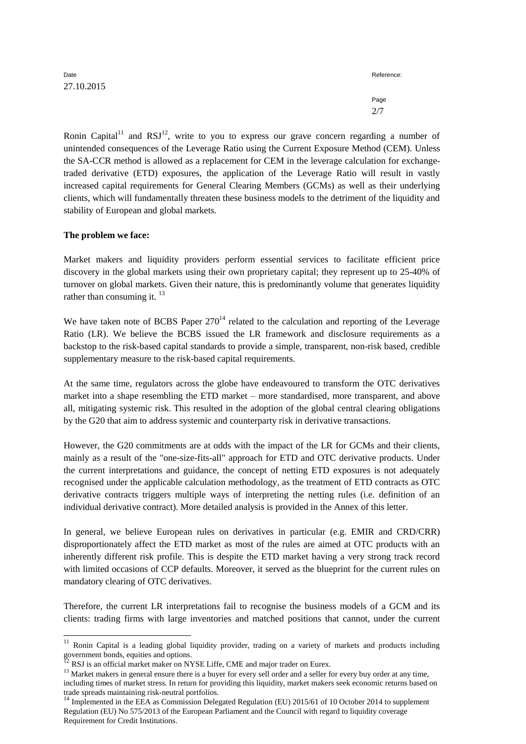Date
27.10.2015

Reference:

Ronin Capital[11] and RSJ[12], write to you to express our grave concern regarding a number of unintended consequences of the Leverage Ratio using the Current Exposure Method (CEM). Unless the SA-CCR method is allowed as a replacement for CEM in the leverage calculation for exchange-traded derivative (ETD) exposures, the application of the Leverage Ratio will result in vastly increased capital requirements for General Clearing Members (GCMs) as well as their underlying clients, which will fundamentally threaten these business models to the detriment of the liquidity and stability of European and global markets.

**The problem we face:**

Market makers and liquidity providers perform essential services to facilitate efficient price discovery in the global markets using their own proprietary capital; they represent up to 25-40% of turnover on global markets. Given their nature, this is predominantly volume that generates liquidity rather than consuming it. [13]

We have taken note of BCBS Paper 270[14] related to the calculation and reporting of the Leverage Ratio (LR). We believe the BCBS issued the LR framework and disclosure requirements as a backstop to the risk-based capital standards to provide a simple, transparent, non-risk based, credible supplementary measure to the risk-based capital requirements.

At the same time, regulators across the globe have endeavoured to transform the OTC derivatives market into a shape resembling the ETD market – more standardised, more transparent, and above all, mitigating systemic risk. This resulted in the adoption of the global central clearing obligations by the G20 that aim to address systemic and counterparty risk in derivative transactions.

However, the G20 commitments are at odds with the impact of the LR for GCMs and their clients, mainly as a result of the "one-size-fits-all" approach for ETD and OTC derivative products. Under the current interpretations and guidance, the concept of netting ETD exposures is not adequately recognised under the applicable calculation methodology, as the treatment of ETD contracts as OTC derivative contracts triggers multiple ways of interpreting the netting rules (i.e. definition of an individual derivative contract). More detailed analysis is provided in the Annex of this letter.

In general, we believe European rules on derivatives in particular (e.g. EMIR and CRD/CRR) disproportionately affect the ETD market as most of the rules are aimed at OTC products with an inherently different risk profile. This is despite the ETD market having a very strong track record with limited occasions of CCP defaults. Moreover, it served as the blueprint for the current rules on mandatory clearing of OTC derivatives.

Therefore, the current LR interpretations fail to recognise the business models of a GCM and its clients: trading firms with large inventories and matched positions that cannot, under the current

---

[11] Ronin Capital is a leading global liquidity provider, trading on a variety of markets and products including government bonds, equities and options.

[12] RSJ is an official market maker on NYSE Liffe, CME and major trader on Eurex.

[13] Market makers in general ensure there is a buyer for every sell order and a seller for every buy order at any time, including times of market stress. In return for providing this liquidity, market makers seek economic returns based on trade spreads maintaining risk-neutral portfolios.

[14] Implemented in the EEA as Commission Delegated Regulation (EU) 2015/61 of 10 October 2014 to supplement Regulation (EU) No 575/2013 of the European Parliament and the Council with regard to liquidity coverage Requirement for Credit Institutions.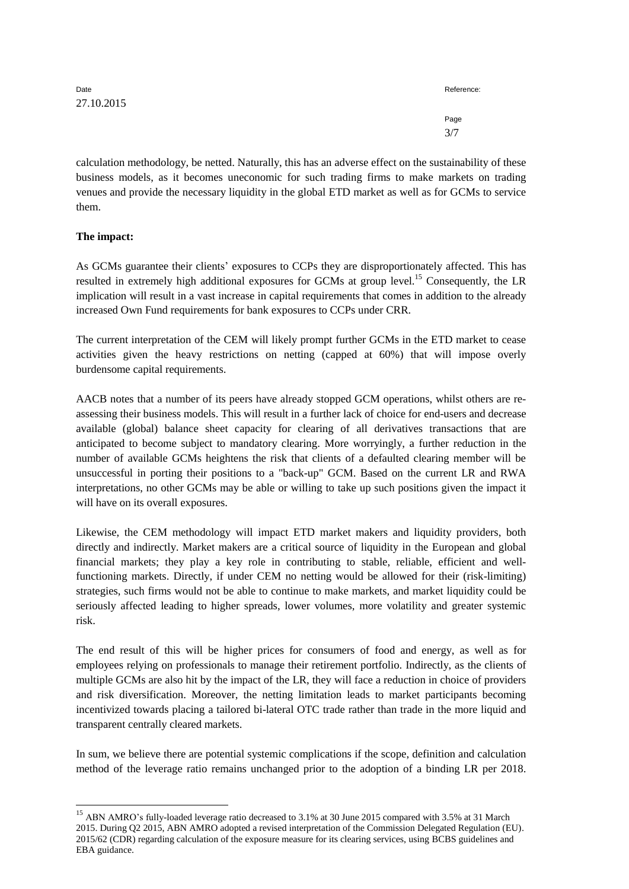calculation methodology, be netted. Naturally, this has an adverse effect on the sustainability of these business models, as it becomes uneconomic for such trading firms to make markets on trading venues and provide the necessary liquidity in the global ETD market as well as for GCMs to service them.

**The impact:**

As GCMs guarantee their clients' exposures to CCPs they are disproportionately affected. This has resulted in extremely high additional exposures for GCMs at group level.[15] Consequently, the LR implication will result in a vast increase in capital requirements that comes in addition to the already increased Own Fund requirements for bank exposures to CCPs under CRR.

The current interpretation of the CEM will likely prompt further GCMs in the ETD market to cease activities given the heavy restrictions on netting (capped at 60%) that will impose overly burdensome capital requirements.

AACB notes that a number of its peers have already stopped GCM operations, whilst others are re-assessing their business models. This will result in a further lack of choice for end-users and decrease available (global) balance sheet capacity for clearing of all derivatives transactions that are anticipated to become subject to mandatory clearing. More worryingly, a further reduction in the number of available GCMs heightens the risk that clients of a defaulted clearing member will be unsuccessful in porting their positions to a "back-up" GCM. Based on the current LR and RWA interpretations, no other GCMs may be able or willing to take up such positions given the impact it will have on its overall exposures.

Likewise, the CEM methodology will impact ETD market makers and liquidity providers, both directly and indirectly. Market makers are a critical source of liquidity in the European and global financial markets; they play a key role in contributing to stable, reliable, efficient and well-functioning markets. Directly, if under CEM no netting would be allowed for their (risk-limiting) strategies, such firms would not be able to continue to make markets, and market liquidity could be seriously affected leading to higher spreads, lower volumes, more volatility and greater systemic risk.

The end result of this will be higher prices for consumers of food and energy, as well as for employees relying on professionals to manage their retirement portfolio. Indirectly, as the clients of multiple GCMs are also hit by the impact of the LR, they will face a reduction in choice of providers and risk diversification. Moreover, the netting limitation leads to market participants becoming incentivized towards placing a tailored bi-lateral OTC trade rather than trade in the more liquid and transparent centrally cleared markets.

In sum, we believe there are potential systemic complications if the scope, definition and calculation method of the leverage ratio remains unchanged prior to the adoption of a binding LR per 2018.

[15] ABN AMRO's fully-loaded leverage ratio decreased to 3.1% at 30 June 2015 compared with 3.5% at 31 March 2015. During Q2 2015, ABN AMRO adopted a revised interpretation of the Commission Delegated Regulation (EU). 2015/62 (CDR) regarding calculation of the exposure measure for its clearing services, using BCBS guidelines and EBA guidance.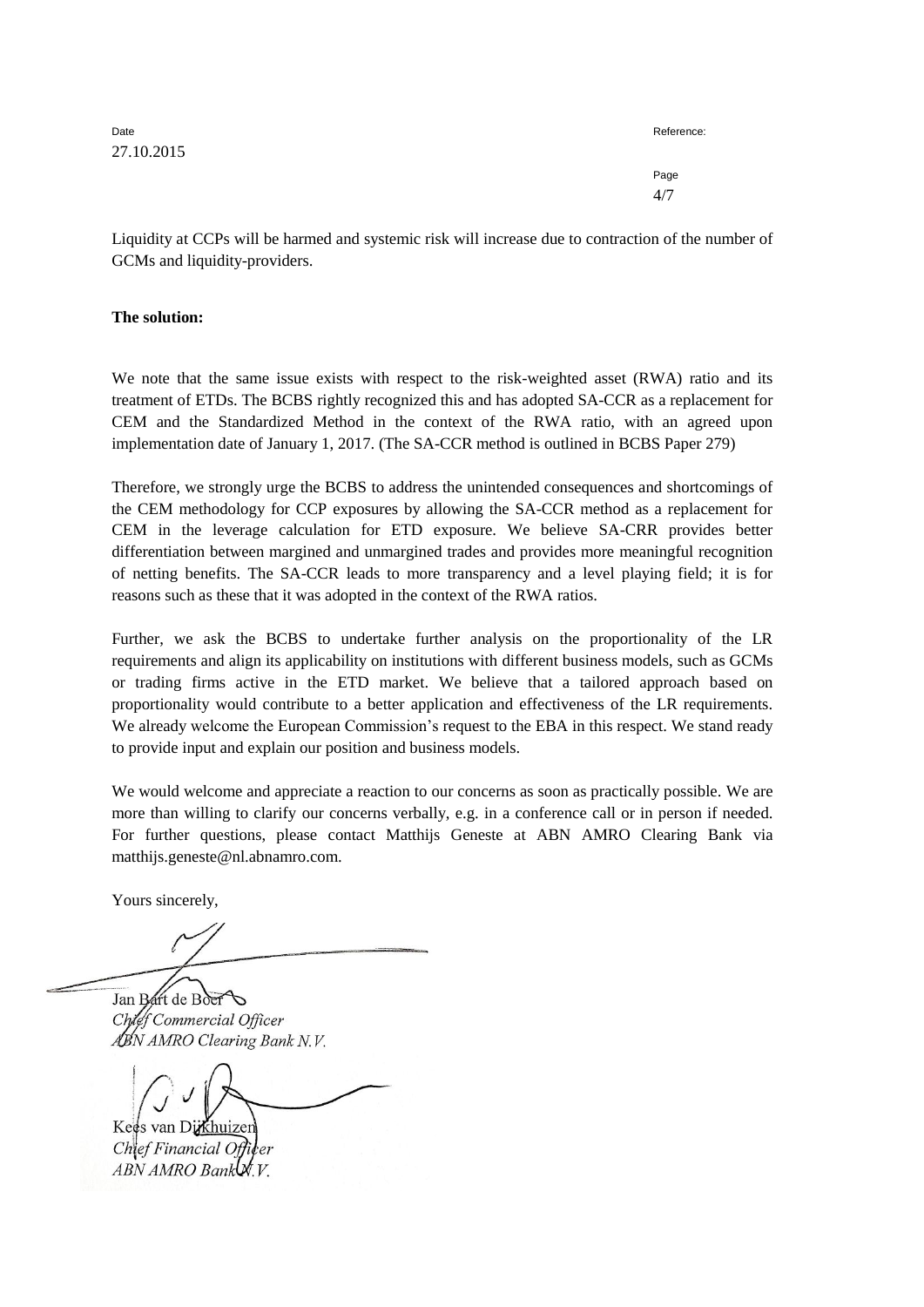Liquidity at CCPs will be harmed and systemic risk will increase due to contraction of the number of GCMs and liquidity-providers.

**The solution:**

We note that the same issue exists with respect to the risk-weighted asset (RWA) ratio and its treatment of ETDs. The BCBS rightly recognized this and has adopted SA-CCR as a replacement for CEM and the Standardized Method in the context of the RWA ratio, with an agreed upon implementation date of January 1, 2017. (The SA-CCR method is outlined in BCBS Paper 279)

Therefore, we strongly urge the BCBS to address the unintended consequences and shortcomings of the CEM methodology for CCP exposures by allowing the SA-CCR method as a replacement for CEM in the leverage calculation for ETD exposure. We believe SA-CRR provides better differentiation between margined and unmargined trades and provides more meaningful recognition of netting benefits. The SA-CCR leads to more transparency and a level playing field; it is for reasons such as these that it was adopted in the context of the RWA ratios.

Further, we ask the BCBS to undertake further analysis on the proportionality of the LR requirements and align its applicability on institutions with different business models, such as GCMs or trading firms active in the ETD market. We believe that a tailored approach based on proportionality would contribute to a better application and effectiveness of the LR requirements. We already welcome the European Commission's request to the EBA in this respect. We stand ready to provide input and explain our position and business models.

We would welcome and appreciate a reaction to our concerns as soon as practically possible. We are more than willing to clarify our concerns verbally, e.g. in a conference call or in person if needed. For further questions, please contact Matthijs Geneste at ABN AMRO Clearing Bank via matthijs.geneste@nl.abnamro.com.

Yours sincerely,

Jan Bart de Boer
*Chief Commercial Officer*
*ABN AMRO Clearing Bank N.V.*

Kees van Dijkhuizen
*Chief Financial Officer*
*ABN AMRO Bank N.V.*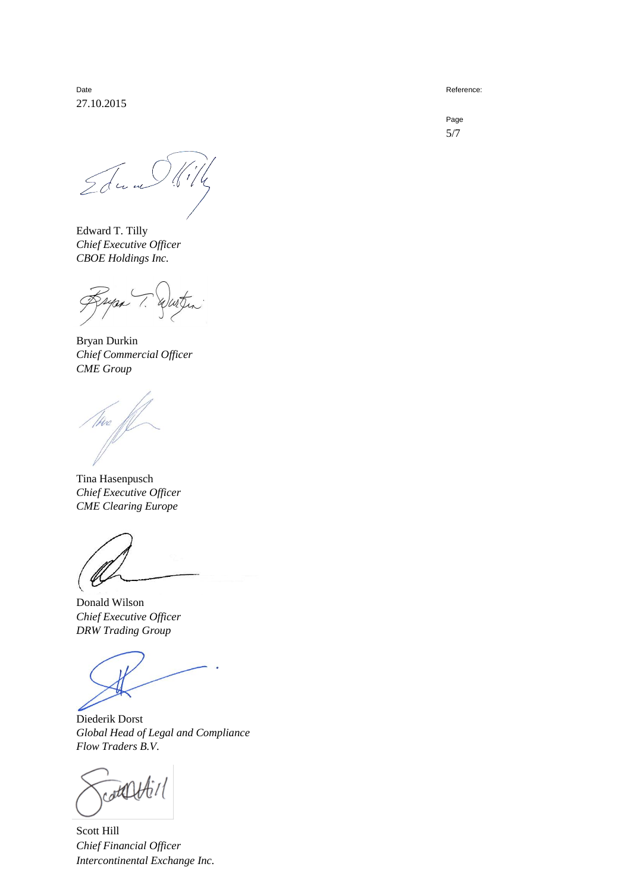Date
27.10.2015

Reference:

Edward T. Tilly
*Chief Executive Officer*
*CBOE Holdings Inc.*

Bryan Durkin
*Chief Commercial Officer*
*CME Group*

Tina Hasenpusch
*Chief Executive Officer*
*CME Clearing Europe*

Donald Wilson
*Chief Executive Officer*
*DRW Trading Group*

Diederik Dorst
*Global Head of Legal and Compliance*
*Flow Traders B.V.*

Scott Hill
*Chief Financial Officer*
*Intercontinental Exchange Inc.*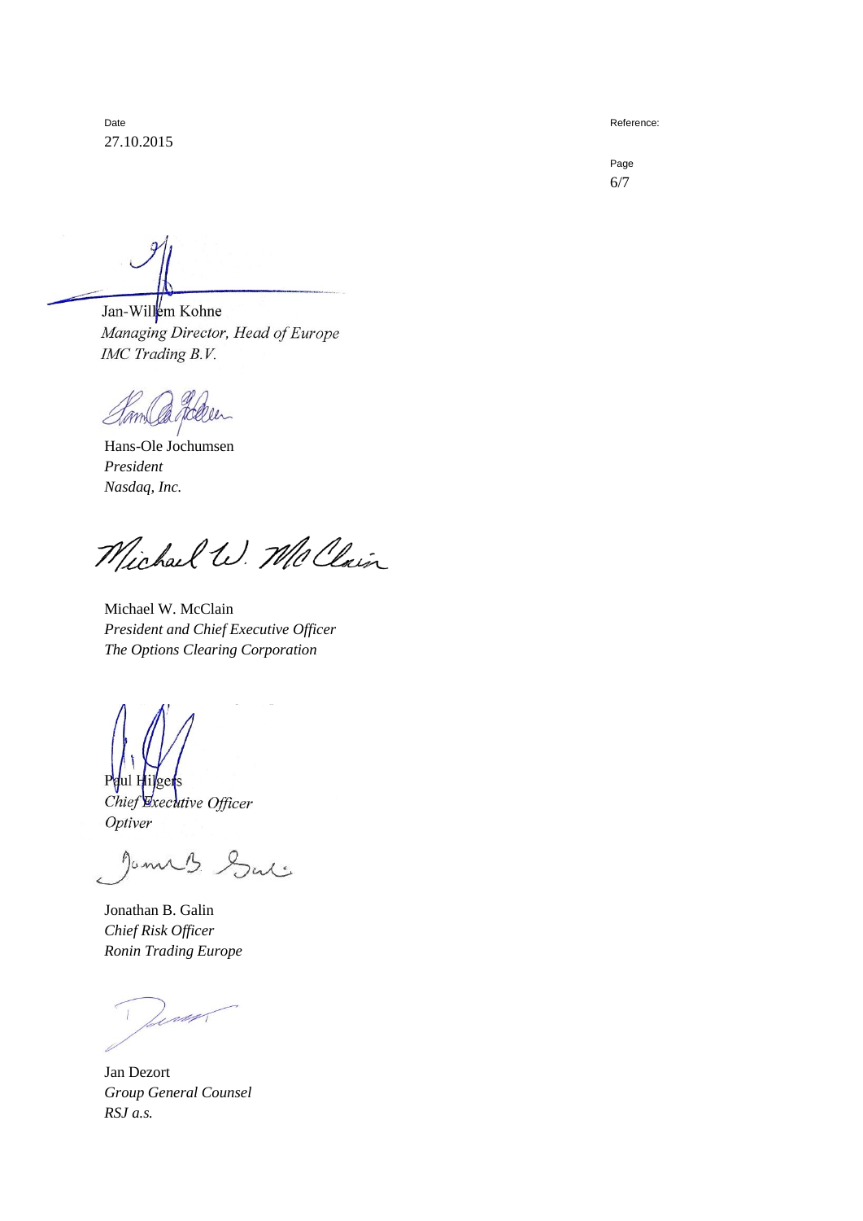Date
27.10.2015

Reference:

Jan-Willem Kohne
*Managing Director, Head of Europe*
*IMC Trading B.V.*

Hans-Ole Jochumsen
*President*
*Nasdaq, Inc.*

Michael W. McClain
*President and Chief Executive Officer*
*The Options Clearing Corporation*

Paul Hilgers
*Chief Executive Officer*
*Optiver*

Jonathan B. Galin
*Chief Risk Officer*
*Ronin Trading Europe*

Jan Dezort
*Group General Counsel*
*RSJ a.s.*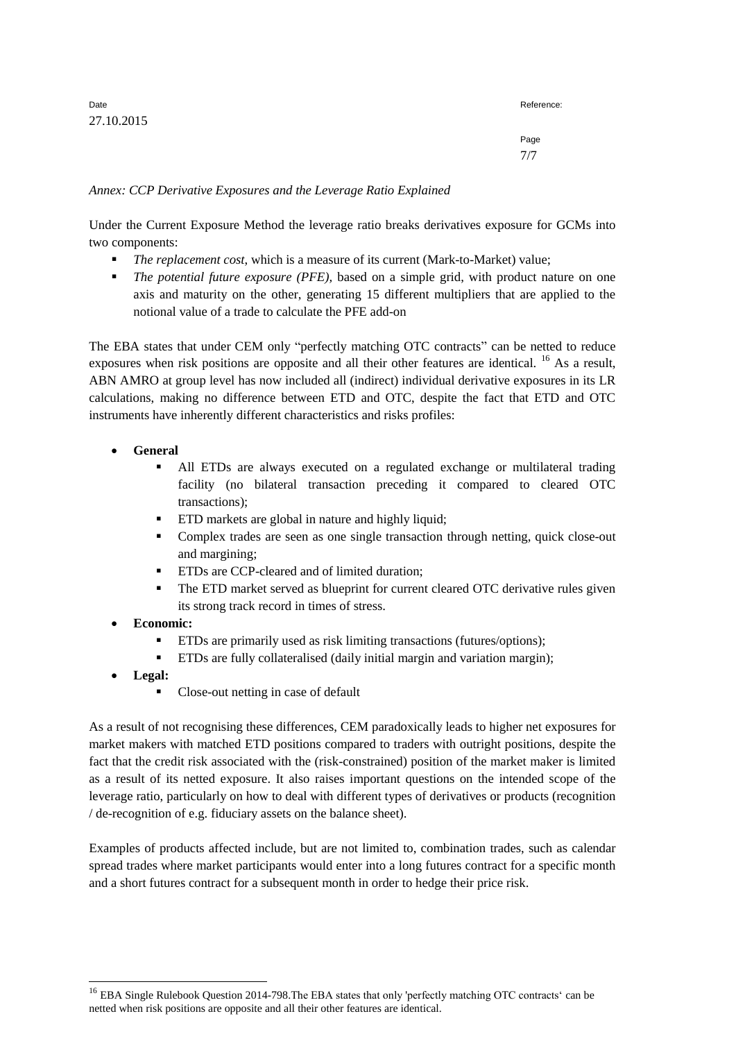*Annex: CCP Derivative Exposures and the Leverage Ratio Explained*

Under the Current Exposure Method the leverage ratio breaks derivatives exposure for GCMs into two components:

- *The replacement cost*, which is a measure of its current (Mark-to-Market) value;
- *The potential future exposure (PFE)*, based on a simple grid, with product nature on one axis and maturity on the other, generating 15 different multipliers that are applied to the notional value of a trade to calculate the PFE add-on

The EBA states that under CEM only "perfectly matching OTC contracts" can be netted to reduce exposures when risk positions are opposite and all their other features are identical. [16] As a result, ABN AMRO at group level has now included all (indirect) individual derivative exposures in its LR calculations, making no difference between ETD and OTC, despite the fact that ETD and OTC instruments have inherently different characteristics and risks profiles:

- **General**
  - All ETDs are always executed on a regulated exchange or multilateral trading facility (no bilateral transaction preceding it compared to cleared OTC transactions);
  - ETD markets are global in nature and highly liquid;
  - Complex trades are seen as one single transaction through netting, quick close-out and margining;
  - ETDs are CCP-cleared and of limited duration;
  - The ETD market served as blueprint for current cleared OTC derivative rules given its strong track record in times of stress.
- **Economic:**
  - ETDs are primarily used as risk limiting transactions (futures/options);
  - ETDs are fully collateralised (daily initial margin and variation margin);
- **Legal:**
  - Close-out netting in case of default

As a result of not recognising these differences, CEM paradoxically leads to higher net exposures for market makers with matched ETD positions compared to traders with outright positions, despite the fact that the credit risk associated with the (risk-constrained) position of the market maker is limited as a result of its netted exposure. It also raises important questions on the intended scope of the leverage ratio, particularly on how to deal with different types of derivatives or products (recognition / de-recognition of e.g. fiduciary assets on the balance sheet).

Examples of products affected include, but are not limited to, combination trades, such as calendar spread trades where market participants would enter into a long futures contract for a specific month and a short futures contract for a subsequent month in order to hedge their price risk.

---

[16] EBA Single Rulebook Question 2014-798.The EBA states that only 'perfectly matching OTC contracts' can be netted when risk positions are opposite and all their other features are identical.